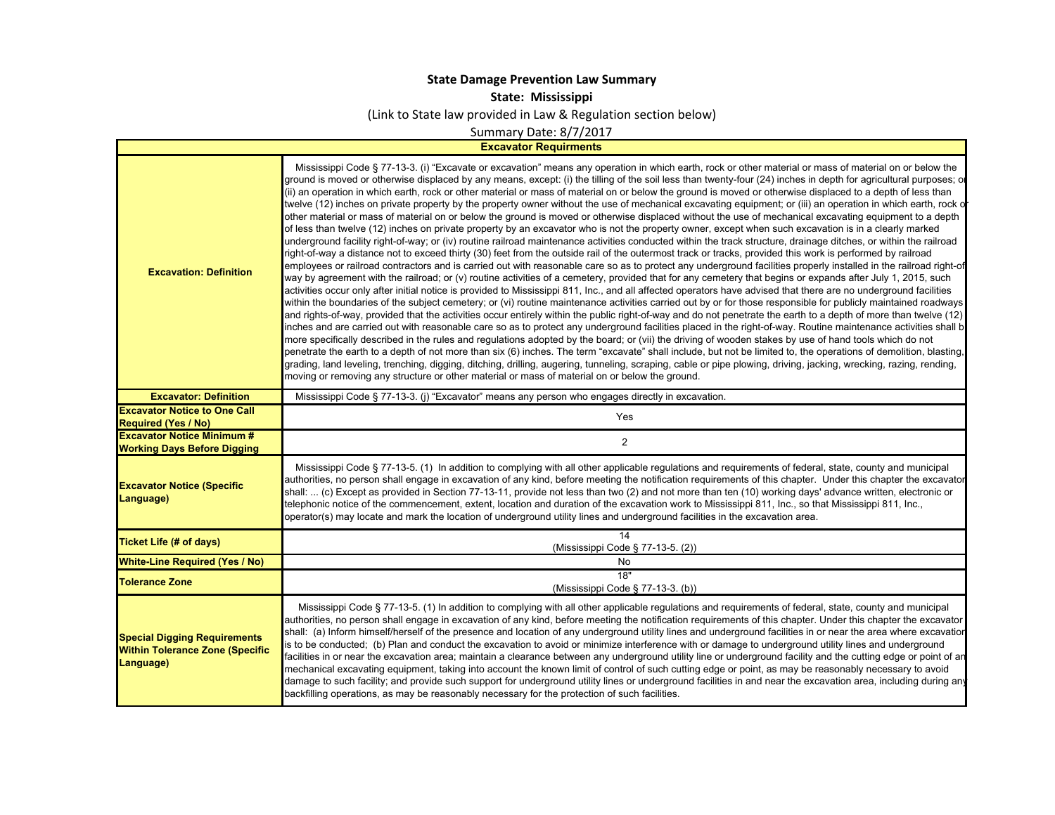**State Damage Prevention Law Summary**

**State: Mississippi**

(Link to State law provided in Law & Regulation section below)

Summary Date: 8/7/2017

| **Excavator Requirments** | |
|---|---|
| **Excavation: Definition** | Mississippi Code § 77-13-3. (i) "Excavate or excavation" means any operation in which earth, rock or other material or mass of material on or below the ground is moved or otherwise displaced by any means, except: (i) the tilling of the soil less than twenty-four (24) inches in depth for agricultural purposes; or (ii) an operation in which earth, rock or other material or mass of material on or below the ground is moved or otherwise displaced to a depth of less than twelve (12) inches on private property by the property owner without the use of mechanical excavating equipment; or (iii) an operation in which earth, rock or other material or mass of material on or below the ground is moved or otherwise displaced without the use of mechanical excavating equipment to a depth of less than twelve (12) inches on private property by an excavator who is not the property owner, except when such excavation is in a clearly marked underground facility right-of-way; or (iv) routine railroad maintenance activities conducted within the track structure, drainage ditches, or within the railroad right-of-way a distance not to exceed thirty (30) feet from the outside rail of the outermost track or tracks, provided this work is performed by railroad employees or railroad contractors and is carried out with reasonable care so as to protect any underground facilities properly installed in the railroad right-of-way by agreement with the railroad; or (v) routine activities of a cemetery, provided that for any cemetery that begins or expands after July 1, 2015, such activities occur only after initial notice is provided to Mississippi 811, Inc., and all affected operators have advised that there are no underground facilities within the boundaries of the subject cemetery; or (vi) routine maintenance activities carried out by or for those responsible for publicly maintained roadways and rights-of-way, provided that the activities occur entirely within the public right-of-way and do not penetrate the earth to a depth of more than twelve (12) inches and are carried out with reasonable care so as to protect any underground facilities placed in the right-of-way. Routine maintenance activities shall be more specifically described in the rules and regulations adopted by the board; or (vii) the driving of wooden stakes by use of hand tools which do not penetrate the earth to a depth of not more than six (6) inches. The term "excavate" shall include, but not be limited to, the operations of demolition, blasting, grading, land leveling, trenching, digging, ditching, drilling, augering, tunneling, scraping, cable or pipe plowing, driving, jacking, wrecking, razing, rending, moving or removing any structure or other material or mass of material on or below the ground. |
| **Excavator: Definition** | Mississippi Code § 77-13-3. (j) "Excavator" means any person who engages directly in excavation. |
| **Excavator Notice to One Call Required (Yes / No)** | Yes |
| **Excavator Notice Minimum # Working Days Before Digging** | 2 |
| **Excavator Notice (Specific Language)** | Mississippi Code § 77-13-5. (1) In addition to complying with all other applicable regulations and requirements of federal, state, county and municipal authorities, no person shall engage in excavation of any kind, before meeting the notification requirements of this chapter. Under this chapter the excavator shall: ... (c) Except as provided in Section 77-13-11, provide not less than two (2) and not more than ten (10) working days' advance written, electronic or telephonic notice of the commencement, extent, location and duration of the excavation work to Mississippi 811, Inc., so that Mississippi 811, Inc., operator(s) may locate and mark the location of underground utility lines and underground facilities in the excavation area. |
| **Ticket Life (# of days)** | 14 (Mississippi Code § 77-13-5. (2)) |
| **White-Line Required (Yes / No)** | No |
| **Tolerance Zone** | 18" (Mississippi Code § 77-13-3. (b)) |
| **Special Digging Requirements Within Tolerance Zone (Specific Language)** | Mississippi Code § 77-13-5. (1) In addition to complying with all other applicable regulations and requirements of federal, state, county and municipal authorities, no person shall engage in excavation of any kind, before meeting the notification requirements of this chapter. Under this chapter the excavator shall: (a) Inform himself/herself of the presence and location of any underground utility lines and underground facilities in or near the area where excavation is to be conducted; (b) Plan and conduct the excavation to avoid or minimize interference with or damage to underground utility lines and underground facilities in or near the excavation area; maintain a clearance between any underground utility line or underground facility and the cutting edge or point of any mechanical excavating equipment, taking into account the known limit of control of such cutting edge or point, as may be reasonably necessary to avoid damage to such facility; and provide such support for underground utility lines or underground facilities in and near the excavation area, including during any backfilling operations, as may be reasonably necessary for the protection of such facilities. |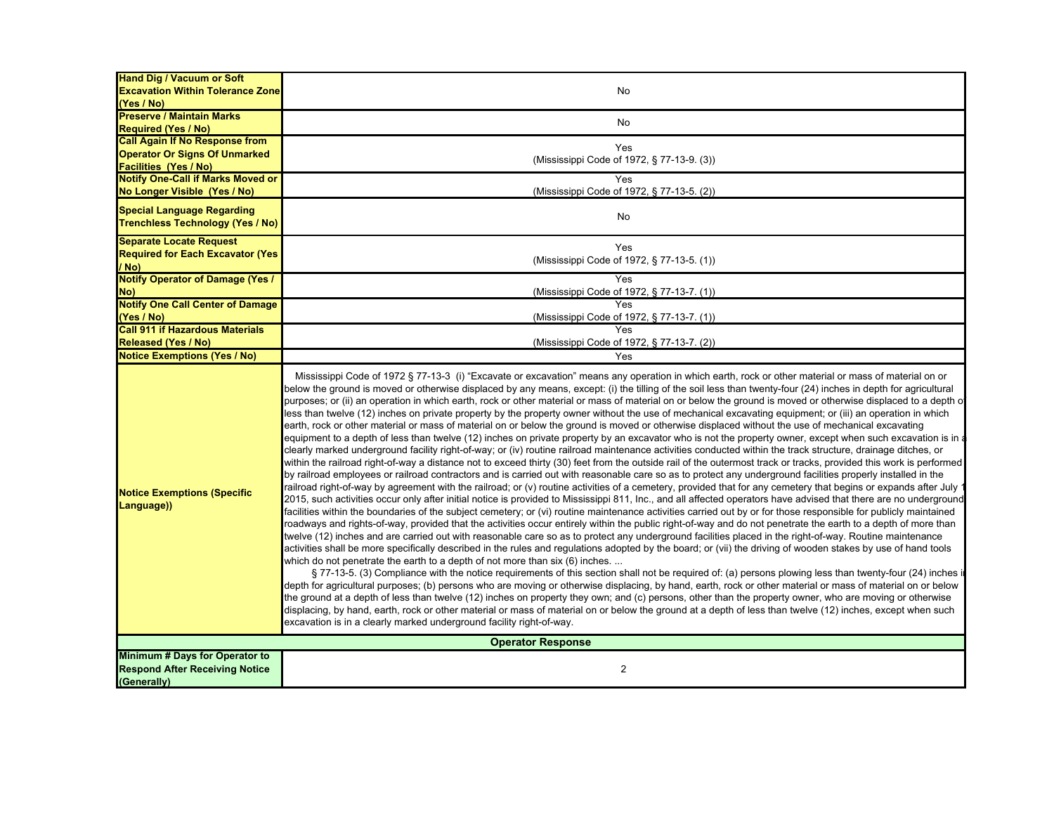| | |
|---|---|
| **Hand Dig / Vacuum or Soft Excavation Within Tolerance Zone (Yes / No)** | No |
| **Preserve / Maintain Marks Required (Yes / No)** | No |
| **Call Again If No Response from Operator Or Signs Of Unmarked Facilities (Yes / No)** | Yes<br>(Mississippi Code of 1972, § 77-13-9. (3)) |
| **Notify One-Call if Marks Moved or No Longer Visible (Yes / No)** | Yes<br>(Mississippi Code of 1972, § 77-13-5. (2)) |
| **Special Language Regarding Trenchless Technology (Yes / No)** | No |
| **Separate Locate Request Required for Each Excavator (Yes / No)** | Yes<br>(Mississippi Code of 1972, § 77-13-5. (1)) |
| **Notify Operator of Damage (Yes / No)** | Yes<br>(Mississippi Code of 1972, § 77-13-7. (1)) |
| **Notify One Call Center of Damage (Yes / No)** | Yes<br>(Mississippi Code of 1972, § 77-13-7. (1)) |
| **Call 911 if Hazardous Materials Released (Yes / No)** | Yes<br>(Mississippi Code of 1972, § 77-13-7. (2)) |
| **Notice Exemptions (Yes / No)** | Yes |
| **Notice Exemptions (Specific Language))** | Mississippi Code of 1972 § 77-13-3 (i) "Excavate or excavation" means any operation in which earth, rock or other material or mass of material on or below the ground is moved or otherwise displaced by any means, except: (i) the tilling of the soil less than twenty-four (24) inches in depth for agricultural purposes; or (ii) an operation in which earth, rock or other material or mass of material on or below the ground is moved or otherwise displaced to a depth of less than twelve (12) inches on private property by the property owner without the use of mechanical excavating equipment; or (iii) an operation in which earth, rock or other material or mass of material on or below the ground is moved or otherwise displaced without the use of mechanical excavating equipment to a depth of less than twelve (12) inches on private property by an excavator who is not the property owner, except when such excavation is in a clearly marked underground facility right-of-way; or (iv) routine railroad maintenance activities conducted within the track structure, drainage ditches, or within the railroad right-of-way a distance not to exceed thirty (30) feet from the outside rail of the outermost track or tracks, provided this work is performed by railroad employees or railroad contractors and is carried out with reasonable care so as to protect any underground facilities properly installed in the railroad right-of-way by agreement with the railroad; or (v) routine activities of a cemetery, provided that for any cemetery that begins or expands after July 1 2015, such activities occur only after initial notice is provided to Mississippi 811, Inc., and all affected operators have advised that there are no underground facilities within the boundaries of the subject cemetery; or (vi) routine maintenance activities carried out by or for those responsible for publicly maintained roadways and rights-of-way, provided that the activities occur entirely within the public right-of-way and do not penetrate the earth to a depth of more than twelve (12) inches and are carried out with reasonable care so as to protect any underground facilities placed in the right-of-way. Routine maintenance activities shall be more specifically described in the rules and regulations adopted by the board; or (vii) the driving of wooden stakes by use of hand tools which do not penetrate the earth to a depth of not more than six (6) inches. ...<br>§ 77-13-5. (3) Compliance with the notice requirements of this section shall not be required of: (a) persons plowing less than twenty-four (24) inches in depth for agricultural purposes; (b) persons who are moving or otherwise displacing, by hand, earth, rock or other material or mass of material on or below the ground at a depth of less than twelve (12) inches on property they own; and (c) persons, other than the property owner, who are moving or otherwise displacing, by hand, earth, rock or other material or mass of material on or below the ground at a depth of less than twelve (12) inches, except when such excavation is in a clearly marked underground facility right-of-way. |
| **Operator Response** | |
| **Minimum # Days for Operator to Respond After Receiving Notice (Generally)** | 2 |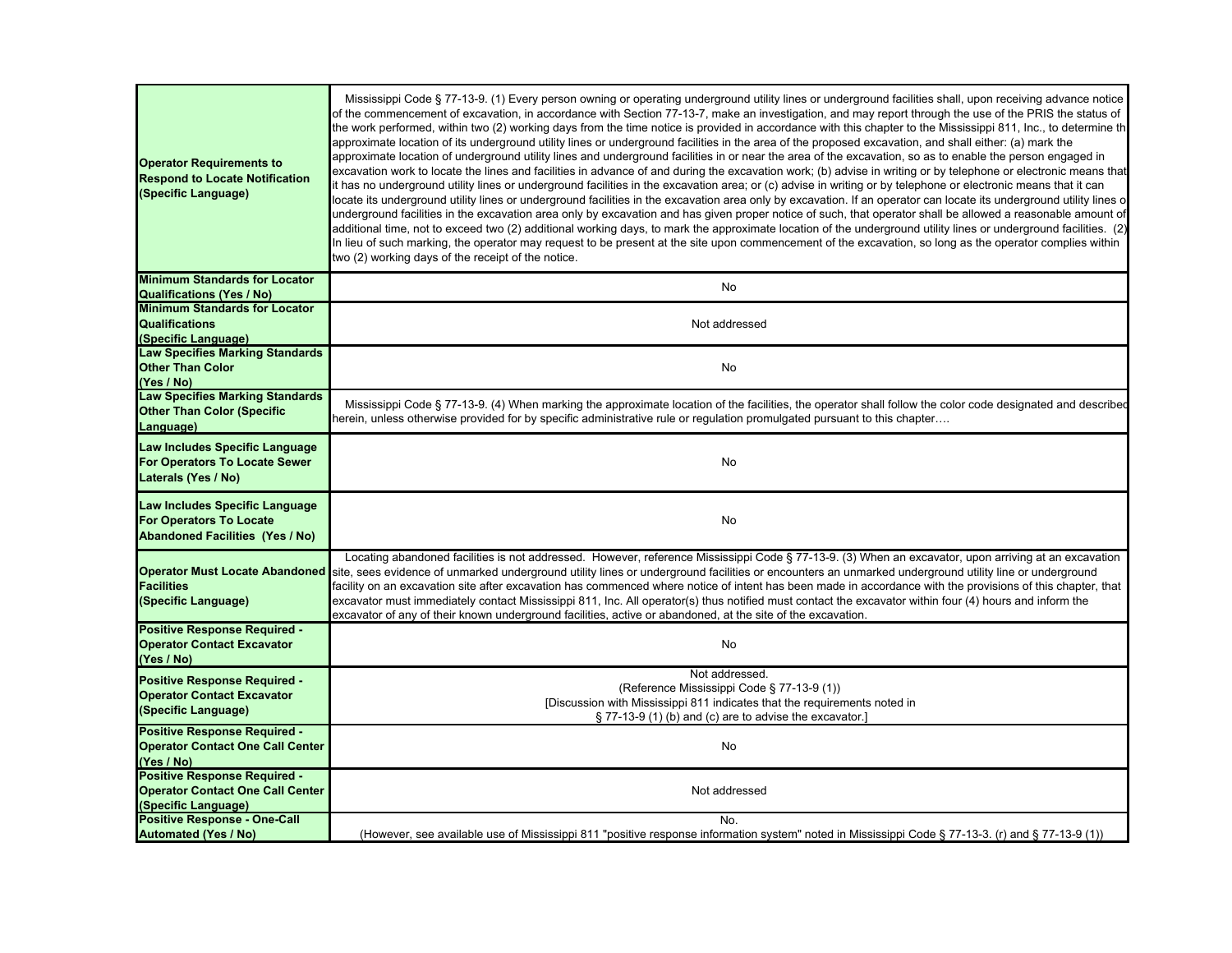| | |
|---|---|
| **Operator Requirements to Respond to Locate Notification (Specific Language)** | Mississippi Code § 77-13-9. (1) Every person owning or operating underground utility lines or underground facilities shall, upon receiving advance notice of the commencement of excavation, in accordance with Section 77-13-7, make an investigation, and may report through the use of the PRIS the status of the work performed, within two (2) working days from the time notice is provided in accordance with this chapter to the Mississippi 811, Inc., to determine th approximate location of its underground utility lines or underground facilities in the area of the proposed excavation, and shall either: (a) mark the approximate location of underground utility lines and underground facilities in or near the area of the excavation, so as to enable the person engaged in excavation work to locate the lines and facilities in advance of and during the excavation work; (b) advise in writing or by telephone or electronic means that it has no underground utility lines or underground facilities in the excavation area; or (c) advise in writing or by telephone or electronic means that it can locate its underground utility lines or underground facilities in the excavation area only by excavation. If an operator can locate its underground utility lines o underground facilities in the excavation area only by excavation and has given proper notice of such, that operator shall be allowed a reasonable amount of additional time, not to exceed two (2) additional working days, to mark the approximate location of the underground utility lines or underground facilities. (2) In lieu of such marking, the operator may request to be present at the site upon commencement of the excavation, so long as the operator complies within two (2) working days of the receipt of the notice. |
| **Minimum Standards for Locator Qualifications (Yes / No)** | No |
| **Minimum Standards for Locator Qualifications (Specific Language)** | Not addressed |
| **Law Specifies Marking Standards Other Than Color (Yes / No)** | No |
| **Law Specifies Marking Standards Other Than Color (Specific Language)** | Mississippi Code § 77-13-9. (4) When marking the approximate location of the facilities, the operator shall follow the color code designated and describec herein, unless otherwise provided for by specific administrative rule or regulation promulgated pursuant to this chapter…. |
| **Law Includes Specific Language For Operators To Locate Sewer Laterals (Yes / No)** | No |
| **Law Includes Specific Language For Operators To Locate Abandoned Facilities (Yes / No)** | No |
| **Operator Must Locate Abandoned Facilities (Specific Language)** | Locating abandoned facilities is not addressed. However, reference Mississippi Code § 77-13-9. (3) When an excavator, upon arriving at an excavation site, sees evidence of unmarked underground utility lines or underground facilities or encounters an unmarked underground utility line or underground facility on an excavation site after excavation has commenced where notice of intent has been made in accordance with the provisions of this chapter, that excavator must immediately contact Mississippi 811, Inc. All operator(s) thus notified must contact the excavator within four (4) hours and inform the excavator of any of their known underground facilities, active or abandoned, at the site of the excavation. |
| **Positive Response Required - Operator Contact Excavator (Yes / No)** | No |
| **Positive Response Required - Operator Contact Excavator (Specific Language)** | Not addressed. (Reference Mississippi Code § 77-13-9 (1)) [Discussion with Mississippi 811 indicates that the requirements noted in § 77-13-9 (1) (b) and (c) are to advise the excavator.] |
| **Positive Response Required - Operator Contact One Call Center (Yes / No)** | No |
| **Positive Response Required - Operator Contact One Call Center (Specific Language)** | Not addressed |
| **Positive Response - One-Call Automated (Yes / No)** | No. (However, see available use of Mississippi 811 "positive response information system" noted in Mississippi Code § 77-13-3. (r) and § 77-13-9 (1)) |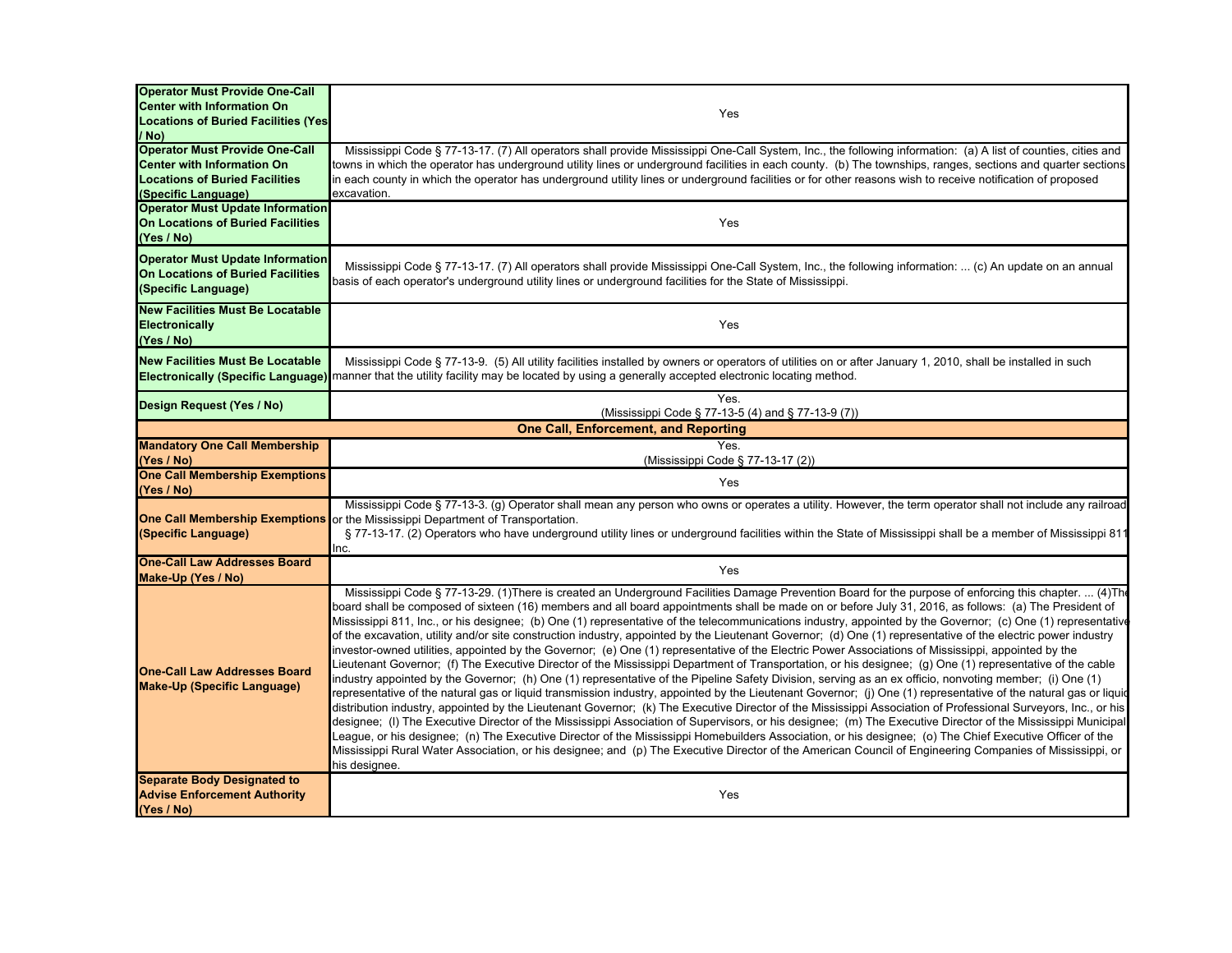| | |
|---|---|
| **Operator Must Provide One-Call Center with Information On Locations of Buried Facilities (Yes / No)** | Yes |
| **Operator Must Provide One-Call Center with Information On Locations of Buried Facilities (Specific Language)** | Mississippi Code § 77-13-17. (7) All operators shall provide Mississippi One-Call System, Inc., the following information: (a) A list of counties, cities and towns in which the operator has underground utility lines or underground facilities in each county. (b) The townships, ranges, sections and quarter sections in each county in which the operator has underground utility lines or underground facilities or for other reasons wish to receive notification of proposed excavation. |
| **Operator Must Update Information On Locations of Buried Facilities (Yes / No)** | Yes |
| **Operator Must Update Information On Locations of Buried Facilities (Specific Language)** | Mississippi Code § 77-13-17. (7) All operators shall provide Mississippi One-Call System, Inc., the following information: ... (c) An update on an annual basis of each operator's underground utility lines or underground facilities for the State of Mississippi. |
| **New Facilities Must Be Locatable Electronically (Yes / No)** | Yes |
| **New Facilities Must Be Locatable Electronically (Specific Language)** | Mississippi Code § 77-13-9. (5) All utility facilities installed by owners or operators of utilities on or after January 1, 2010, shall be installed in such manner that the utility facility may be located by using a generally accepted electronic locating method. |
| **Design Request (Yes / No)** | Yes. (Mississippi Code § 77-13-5 (4) and § 77-13-9 (7)) |
| **One Call, Enforcement, and Reporting** | |
| **Mandatory One Call Membership (Yes / No)** | Yes. (Mississippi Code § 77-13-17 (2)) |
| **One Call Membership Exemptions (Yes / No)** | Yes |
| **One Call Membership Exemptions (Specific Language)** | Mississippi Code § 77-13-3. (g) Operator shall mean any person who owns or operates a utility. However, the term operator shall not include any railroad or the Mississippi Department of Transportation. § 77-13-17. (2) Operators who have underground utility lines or underground facilities within the State of Mississippi shall be a member of Mississippi 811 Inc. |
| **One-Call Law Addresses Board Make-Up (Yes / No)** | Yes |
| **One-Call Law Addresses Board Make-Up (Specific Language)** | Mississippi Code § 77-13-29. (1)There is created an Underground Facilities Damage Prevention Board for the purpose of enforcing this chapter. ... (4)The board shall be composed of sixteen (16) members and all board appointments shall be made on or before July 31, 2016, as follows: (a) The President of Mississippi 811, Inc., or his designee; (b) One (1) representative of the telecommunications industry, appointed by the Governor; (c) One (1) representative of the excavation, utility and/or site construction industry, appointed by the Lieutenant Governor; (d) One (1) representative of the electric power industry investor-owned utilities, appointed by the Governor; (e) One (1) representative of the Electric Power Associations of Mississippi, appointed by the Lieutenant Governor; (f) The Executive Director of the Mississippi Department of Transportation, or his designee; (g) One (1) representative of the cable industry appointed by the Governor; (h) One (1) representative of the Pipeline Safety Division, serving as an ex officio, nonvoting member; (i) One (1) representative of the natural gas or liquid transmission industry, appointed by the Lieutenant Governor; (j) One (1) representative of the natural gas or liquid distribution industry, appointed by the Lieutenant Governor; (k) The Executive Director of the Mississippi Association of Professional Surveyors, Inc., or his designee; (l) The Executive Director of the Mississippi Association of Supervisors, or his designee; (m) The Executive Director of the Mississippi Municipal League, or his designee; (n) The Executive Director of the Mississippi Homebuilders Association, or his designee; (o) The Chief Executive Officer of the Mississippi Rural Water Association, or his designee; and (p) The Executive Director of the American Council of Engineering Companies of Mississippi, or his designee. |
| **Separate Body Designated to Advise Enforcement Authority (Yes / No)** | Yes |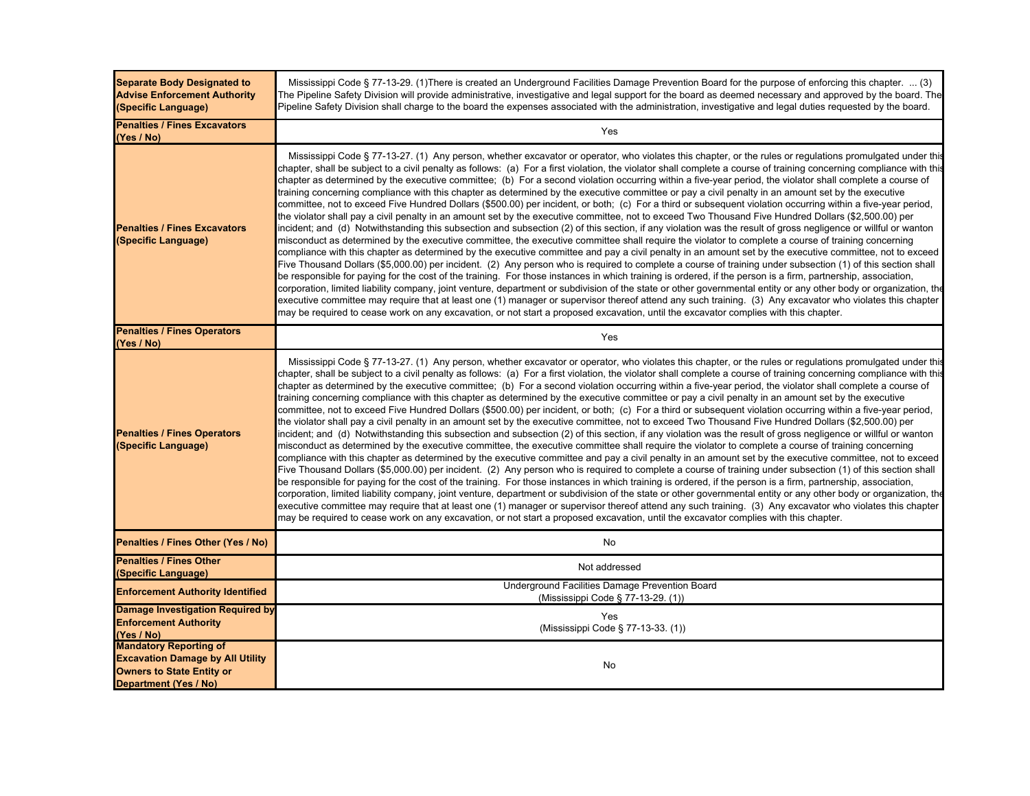| | |
|---|---|
| **Separate Body Designated to Advise Enforcement Authority (Specific Language)** | Mississippi Code § 77-13-29. (1)There is created an Underground Facilities Damage Prevention Board for the purpose of enforcing this chapter. ... (3) The Pipeline Safety Division will provide administrative, investigative and legal support for the board as deemed necessary and approved by the board. The Pipeline Safety Division shall charge to the board the expenses associated with the administration, investigative and legal duties requested by the board. |
| **Penalties / Fines Excavators (Yes / No)** | Yes |
| **Penalties / Fines Excavators (Specific Language)** | Mississippi Code § 77-13-27. (1) Any person, whether excavator or operator, who violates this chapter, or the rules or regulations promulgated under this chapter, shall be subject to a civil penalty as follows: (a) For a first violation, the violator shall complete a course of training concerning compliance with this chapter as determined by the executive committee; (b) For a second violation occurring within a five-year period, the violator shall complete a course of training concerning compliance with this chapter as determined by the executive committee or pay a civil penalty in an amount set by the executive committee, not to exceed Five Hundred Dollars ($500.00) per incident, or both; (c) For a third or subsequent violation occurring within a five-year period, the violator shall pay a civil penalty in an amount set by the executive committee, not to exceed Two Thousand Five Hundred Dollars ($2,500.00) per incident; and (d) Notwithstanding this subsection and subsection (2) of this section, if any violation was the result of gross negligence or willful or wanton misconduct as determined by the executive committee, the executive committee shall require the violator to complete a course of training concerning compliance with this chapter as determined by the executive committee and pay a civil penalty in an amount set by the executive committee, not to exceed Five Thousand Dollars ($5,000.00) per incident. (2) Any person who is required to complete a course of training under subsection (1) of this section shall be responsible for paying for the cost of the training. For those instances in which training is ordered, if the person is a firm, partnership, association, corporation, limited liability company, joint venture, department or subdivision of the state or other governmental entity or any other body or organization, the executive committee may require that at least one (1) manager or supervisor thereof attend any such training. (3) Any excavator who violates this chapter may be required to cease work on any excavation, or not start a proposed excavation, until the excavator complies with this chapter. |
| **Penalties / Fines Operators (Yes / No)** | Yes |
| **Penalties / Fines Operators (Specific Language)** | Mississippi Code § 77-13-27. (1) Any person, whether excavator or operator, who violates this chapter, or the rules or regulations promulgated under this chapter, shall be subject to a civil penalty as follows: (a) For a first violation, the violator shall complete a course of training concerning compliance with this chapter as determined by the executive committee; (b) For a second violation occurring within a five-year period, the violator shall complete a course of training concerning compliance with this chapter as determined by the executive committee or pay a civil penalty in an amount set by the executive committee, not to exceed Five Hundred Dollars ($500.00) per incident, or both; (c) For a third or subsequent violation occurring within a five-year period, the violator shall pay a civil penalty in an amount set by the executive committee, not to exceed Two Thousand Five Hundred Dollars ($2,500.00) per incident; and (d) Notwithstanding this subsection and subsection (2) of this section, if any violation was the result of gross negligence or willful or wanton misconduct as determined by the executive committee, the executive committee shall require the violator to complete a course of training concerning compliance with this chapter as determined by the executive committee and pay a civil penalty in an amount set by the executive committee, not to exceed Five Thousand Dollars ($5,000.00) per incident. (2) Any person who is required to complete a course of training under subsection (1) of this section shall be responsible for paying for the cost of the training. For those instances in which training is ordered, if the person is a firm, partnership, association, corporation, limited liability company, joint venture, department or subdivision of the state or other governmental entity or any other body or organization, the executive committee may require that at least one (1) manager or supervisor thereof attend any such training. (3) Any excavator who violates this chapter may be required to cease work on any excavation, or not start a proposed excavation, until the excavator complies with this chapter. |
| **Penalties / Fines Other (Yes / No)** | No |
| **Penalties / Fines Other (Specific Language)** | Not addressed |
| **Enforcement Authority Identified** | Underground Facilities Damage Prevention Board (Mississippi Code § 77-13-29. (1)) |
| **Damage Investigation Required by Enforcement Authority (Yes / No)** | Yes (Mississippi Code § 77-13-33. (1)) |
| **Mandatory Reporting of Excavation Damage by All Utility Owners to State Entity or Department (Yes / No)** | No |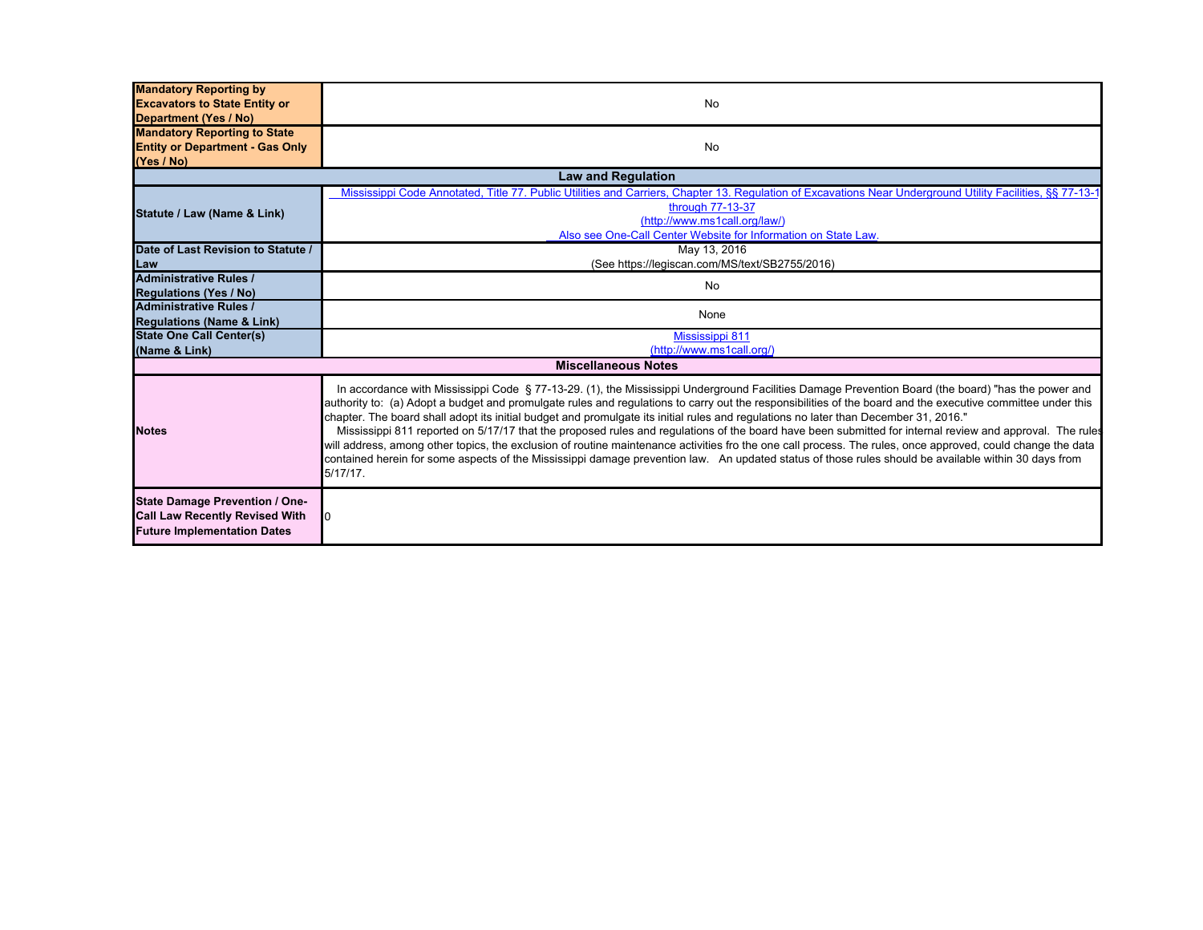| | |
|---|---|
| **Mandatory Reporting by Excavators to State Entity or Department (Yes / No)** | No |
| **Mandatory Reporting to State Entity or Department - Gas Only (Yes / No)** | No |
| **Law and Regulation** | |
| **Statute / Law (Name & Link)** | Mississippi Code Annotated, Title 77. Public Utilities and Carriers, Chapter 13. Regulation of Excavations Near Underground Utility Facilities, §§ 77-13-1 through 77-13-37 (http://www.ms1call.org/law/) Also see One-Call Center Website for Information on State Law. |
| **Date of Last Revision to Statute / Law** | May 13, 2016 (See https://legiscan.com/MS/text/SB2755/2016) |
| **Administrative Rules / Regulations (Yes / No)** | No |
| **Administrative Rules / Regulations (Name & Link)** | None |
| **State One Call Center(s) (Name & Link)** | Mississippi 811 (http://www.ms1call.org/) |
| **Miscellaneous Notes** | |
| **Notes** | In accordance with Mississippi Code § 77-13-29. (1), the Mississippi Underground Facilities Damage Prevention Board (the board) "has the power and authority to: (a) Adopt a budget and promulgate rules and regulations to carry out the responsibilities of the board and the executive committee under this chapter. The board shall adopt its initial budget and promulgate its initial rules and regulations no later than December 31, 2016." Mississippi 811 reported on 5/17/17 that the proposed rules and regulations of the board have been submitted for internal review and approval. The rules will address, among other topics, the exclusion of routine maintenance activities fro the one call process. The rules, once approved, could change the data contained herein for some aspects of the Mississippi damage prevention law. An updated status of those rules should be available within 30 days from 5/17/17. |
| **State Damage Prevention / One-Call Law Recently Revised With Future Implementation Dates** | 0 |